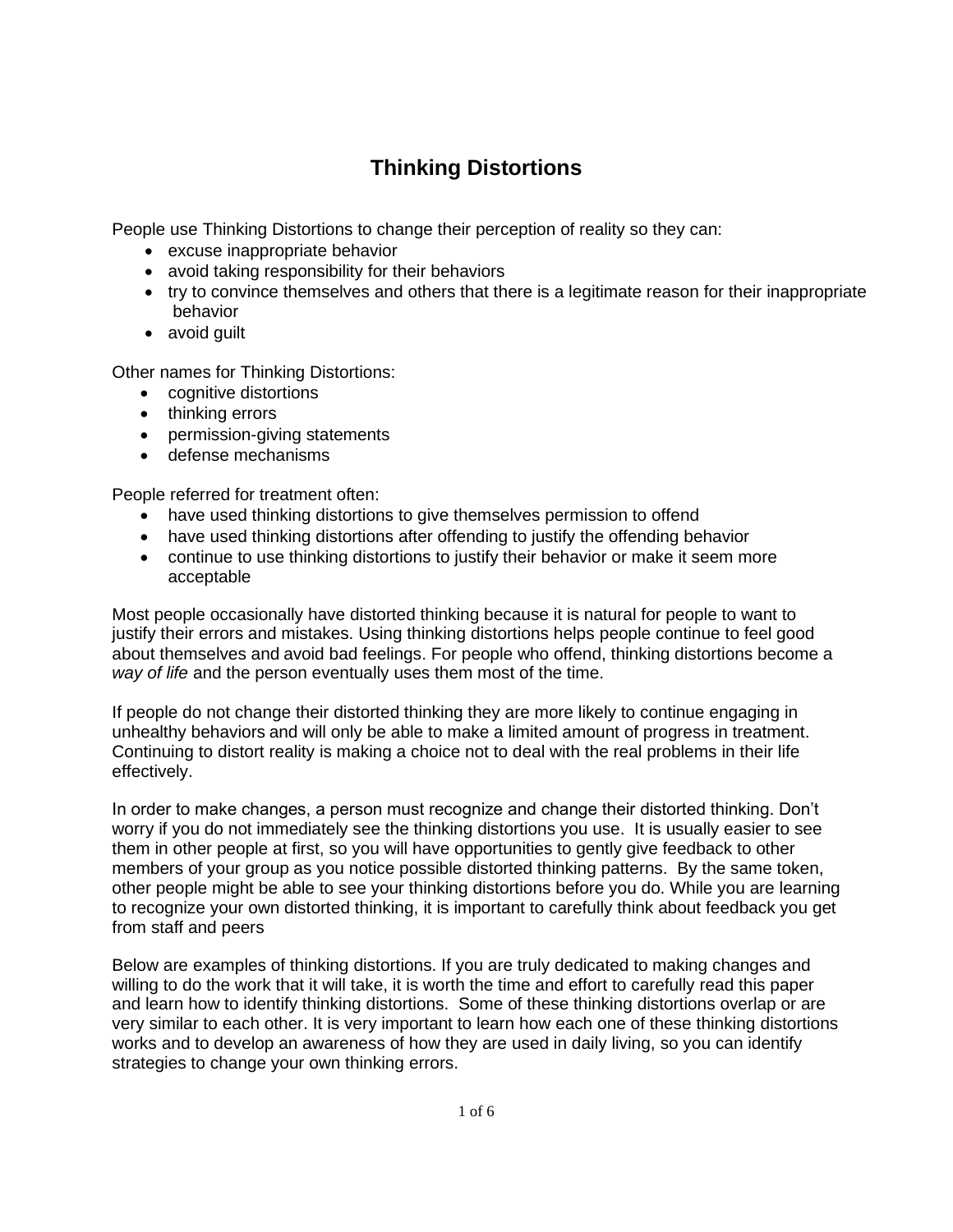# Thinking Distortions

People use Thinking Distortions to change their perception of reality so they can:

- excuse inappropriate behavior
- avoid taking responsibility for their behaviors
- try to convince themselves and others that there is a legitimate reason for their inappropriate behavior
- avoid guilt

Other names for Thinking Distortions:

- cognitive distortions
- thinking errors
- permission-giving statements
- defense mechanisms

People referred for treatment often:

- have used thinking distortions to give themselves permission to offend
- have used thinking distortions after offending to justify the offending behavior
- continue to use thinking distortions to justify their behavior or make it seem more acceptable

Most people occasionally have distorted thinking because it is natural for people to want to justify their errors and mistakes. Using thinking distortions helps people continue to feel good about themselves and avoid bad feelings. For people who offend, thinking distortions become a *way of life* and the person eventually uses them most of the time.

If people do not change their distorted thinking they are more likely to continue engaging in unhealthy behaviors and will only be able to make a limited amount of progress in treatment. Continuing to distort reality is making a choice not to deal with the real problems in their life effectively.

In order to make changes, a person must recognize and change their distorted thinking. Don't worry if you do not immediately see the thinking distortions you use. It is usually easier to see them in other people at first, so you will have opportunities to gently give feedback to other members of your group as you notice possible distorted thinking patterns. By the same token, other people might be able to see your thinking distortions before you do. While you are learning to recognize your own distorted thinking, it is important to carefully think about feedback you get from staff and peers

Below are examples of thinking distortions. If you are truly dedicated to making changes and willing to do the work that it will take, it is worth the time and effort to carefully read this paper and learn how to identify thinking distortions. Some of these thinking distortions overlap or are very similar to each other. It is very important to learn how each one of these thinking distortions works and to develop an awareness of how they are used in daily living, so you can identify strategies to change your own thinking errors.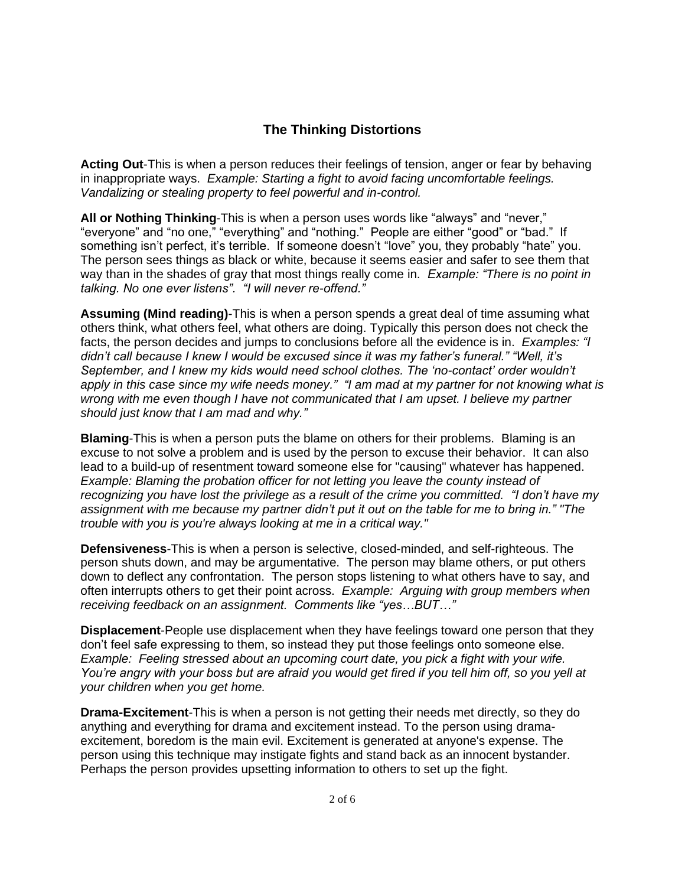## The Thinking Distortions

**Acting Out**-This is when a person reduces their feelings of tension, anger or fear by behaving in inappropriate ways. *Example: Starting a fight to avoid facing uncomfortable feelings. Vandalizing or stealing property to feel powerful and in-control.*

**All or Nothing Thinking**-This is when a person uses words like "always" and "never," "everyone" and "no one," "everything" and "nothing." People are either "good" or "bad." If something isn't perfect, it's terrible. If someone doesn't "love" you, they probably "hate" you. The person sees things as black or white, because it seems easier and safer to see them that way than in the shades of gray that most things really come in. *Example: "There is no point in talking. No one ever listens". "I will never re-offend."*

**Assuming (Mind reading)**-This is when a person spends a great deal of time assuming what others think, what others feel, what others are doing. Typically this person does not check the facts, the person decides and jumps to conclusions before all the evidence is in. *Examples: "I didn't call because I knew I would be excused since it was my father's funeral." "Well, it's September, and I knew my kids would need school clothes. The 'no-contact' order wouldn't apply in this case since my wife needs money." "I am mad at my partner for not knowing what is wrong with me even though I have not communicated that I am upset. I believe my partner should just know that I am mad and why."*

**Blaming**-This is when a person puts the blame on others for their problems. Blaming is an excuse to not solve a problem and is used by the person to excuse their behavior. It can also lead to a build-up of resentment toward someone else for "causing" whatever has happened. *Example: Blaming the probation officer for not letting you leave the county instead of recognizing you have lost the privilege as a result of the crime you committed. "I don't have my assignment with me because my partner didn't put it out on the table for me to bring in." "The trouble with you is you're always looking at me in a critical way."*

**Defensiveness**-This is when a person is selective, closed-minded, and self-righteous. The person shuts down, and may be argumentative. The person may blame others, or put others down to deflect any confrontation. The person stops listening to what others have to say, and often interrupts others to get their point across. *Example: Arguing with group members when receiving feedback on an assignment. Comments like "yes…BUT…"*

**Displacement**-People use displacement when they have feelings toward one person that they don't feel safe expressing to them, so instead they put those feelings onto someone else. *Example: Feeling stressed about an upcoming court date, you pick a fight with your wife. You're angry with your boss but are afraid you would get fired if you tell him off, so you yell at your children when you get home.*

**Drama-Excitement**-This is when a person is not getting their needs met directly, so they do anything and everything for drama and excitement instead. To the person using drama-excitement, boredom is the main evil. Excitement is generated at anyone's expense. The person using this technique may instigate fights and stand back as an innocent bystander. Perhaps the person provides upsetting information to others to set up the fight.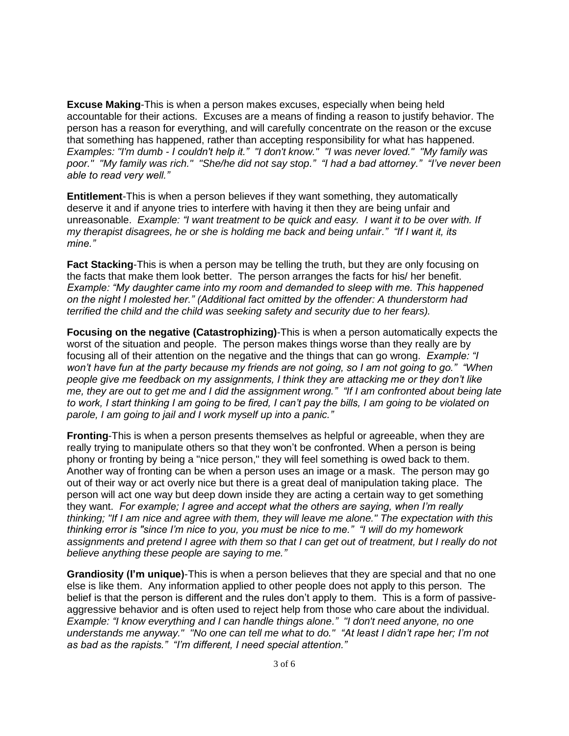**Excuse Making**-This is when a person makes excuses, especially when being held accountable for their actions. Excuses are a means of finding a reason to justify behavior. The person has a reason for everything, and will carefully concentrate on the reason or the excuse that something has happened, rather than accepting responsibility for what has happened. *Examples: "I'm dumb - I couldn't help it." "I don't know." "I was never loved." "My family was poor." "My family was rich." "She/he did not say stop." "I had a bad attorney." "I've never been able to read very well."*

**Entitlement**-This is when a person believes if they want something, they automatically deserve it and if anyone tries to interfere with having it then they are being unfair and unreasonable. *Example: "I want treatment to be quick and easy. I want it to be over with. If my therapist disagrees, he or she is holding me back and being unfair." "If I want it, its mine."*

**Fact Stacking**-This is when a person may be telling the truth, but they are only focusing on the facts that make them look better. The person arranges the facts for his/ her benefit. *Example: "My daughter came into my room and demanded to sleep with me. This happened on the night I molested her." (Additional fact omitted by the offender: A thunderstorm had terrified the child and the child was seeking safety and security due to her fears).*

**Focusing on the negative (Catastrophizing)**-This is when a person automatically expects the worst of the situation and people. The person makes things worse than they really are by focusing all of their attention on the negative and the things that can go wrong. *Example: "I won't have fun at the party because my friends are not going, so I am not going to go." "When people give me feedback on my assignments, I think they are attacking me or they don't like me, they are out to get me and I did the assignment wrong." "If I am confronted about being late to work, I start thinking I am going to be fired, I can't pay the bills, I am going to be violated on parole, I am going to jail and I work myself up into a panic."*

**Fronting**-This is when a person presents themselves as helpful or agreeable, when they are really trying to manipulate others so that they won't be confronted. When a person is being phony or fronting by being a "nice person," they will feel something is owed back to them. Another way of fronting can be when a person uses an image or a mask. The person may go out of their way or act overly nice but there is a great deal of manipulation taking place. The person will act one way but deep down inside they are acting a certain way to get something they want. *For example; I agree and accept what the others are saying, when I'm really thinking; "If I am nice and agree with them, they will leave me alone." The expectation with this thinking error is "since I'm nice to you, you must be nice to me." "I will do my homework assignments and pretend I agree with them so that I can get out of treatment, but I really do not believe anything these people are saying to me."*

**Grandiosity (I'm unique)**-This is when a person believes that they are special and that no one else is like them. Any information applied to other people does not apply to this person. The belief is that the person is different and the rules don't apply to them. This is a form of passive-aggressive behavior and is often used to reject help from those who care about the individual. *Example: "I know everything and I can handle things alone." "I don't need anyone, no one understands me anyway." "No one can tell me what to do." "At least I didn't rape her; I'm not as bad as the rapists." "I'm different, I need special attention."*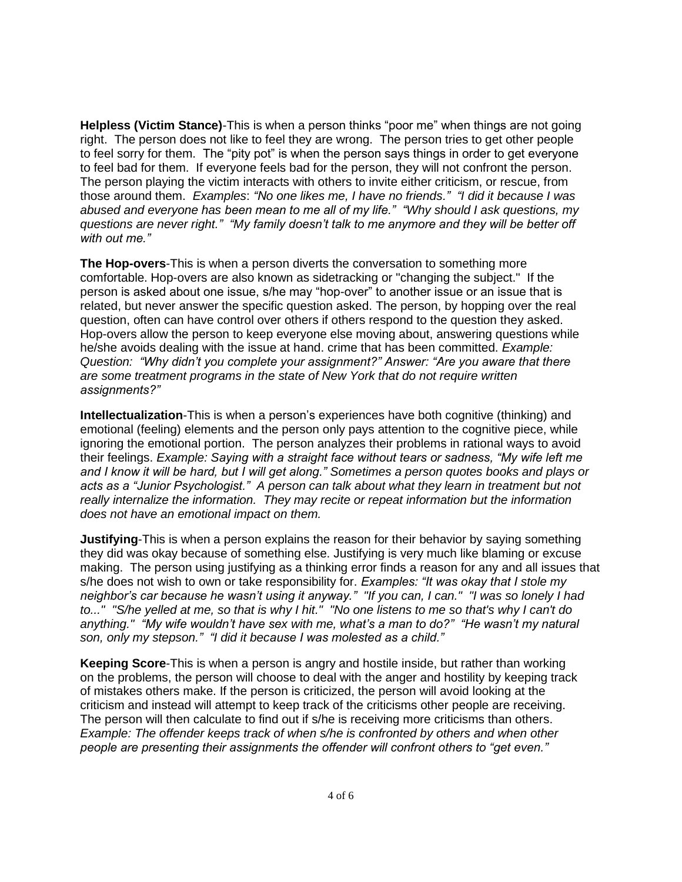**Helpless (Victim Stance)**-This is when a person thinks "poor me" when things are not going right. The person does not like to feel they are wrong. The person tries to get other people to feel sorry for them. The "pity pot" is when the person says things in order to get everyone to feel bad for them. If everyone feels bad for the person, they will not confront the person. The person playing the victim interacts with others to invite either criticism, or rescue, from those around them. *Examples*: *"No one likes me, I have no friends." "I did it because I was abused and everyone has been mean to me all of my life." "Why should I ask questions, my questions are never right." "My family doesn't talk to me anymore and they will be better off with out me."*

**The Hop-overs**-This is when a person diverts the conversation to something more comfortable. Hop-overs are also known as sidetracking or "changing the subject." If the person is asked about one issue, s/he may "hop-over" to another issue or an issue that is related, but never answer the specific question asked. The person, by hopping over the real question, often can have control over others if others respond to the question they asked. Hop-overs allow the person to keep everyone else moving about, answering questions while he/she avoids dealing with the issue at hand. crime that has been committed. *Example: Question: "Why didn't you complete your assignment?" Answer: "Are you aware that there are some treatment programs in the state of New York that do not require written assignments?"*

**Intellectualization**-This is when a person's experiences have both cognitive (thinking) and emotional (feeling) elements and the person only pays attention to the cognitive piece, while ignoring the emotional portion. The person analyzes their problems in rational ways to avoid their feelings. *Example: Saying with a straight face without tears or sadness, "My wife left me and I know it will be hard, but I will get along." Sometimes a person quotes books and plays or acts as a "Junior Psychologist." A person can talk about what they learn in treatment but not really internalize the information. They may recite or repeat information but the information does not have an emotional impact on them.*

**Justifying**-This is when a person explains the reason for their behavior by saying something they did was okay because of something else. Justifying is very much like blaming or excuse making. The person using justifying as a thinking error finds a reason for any and all issues that s/he does not wish to own or take responsibility for. *Examples: "It was okay that I stole my neighbor's car because he wasn't using it anyway." "If you can, I can." "I was so lonely I had to..." "S/he yelled at me, so that is why I hit." "No one listens to me so that's why I can't do anything." "My wife wouldn't have sex with me, what's a man to do?" "He wasn't my natural son, only my stepson." "I did it because I was molested as a child."*

**Keeping Score**-This is when a person is angry and hostile inside, but rather than working on the problems, the person will choose to deal with the anger and hostility by keeping track of mistakes others make. If the person is criticized, the person will avoid looking at the criticism and instead will attempt to keep track of the criticisms other people are receiving. The person will then calculate to find out if s/he is receiving more criticisms than others. *Example: The offender keeps track of when s/he is confronted by others and when other people are presenting their assignments the offender will confront others to "get even."*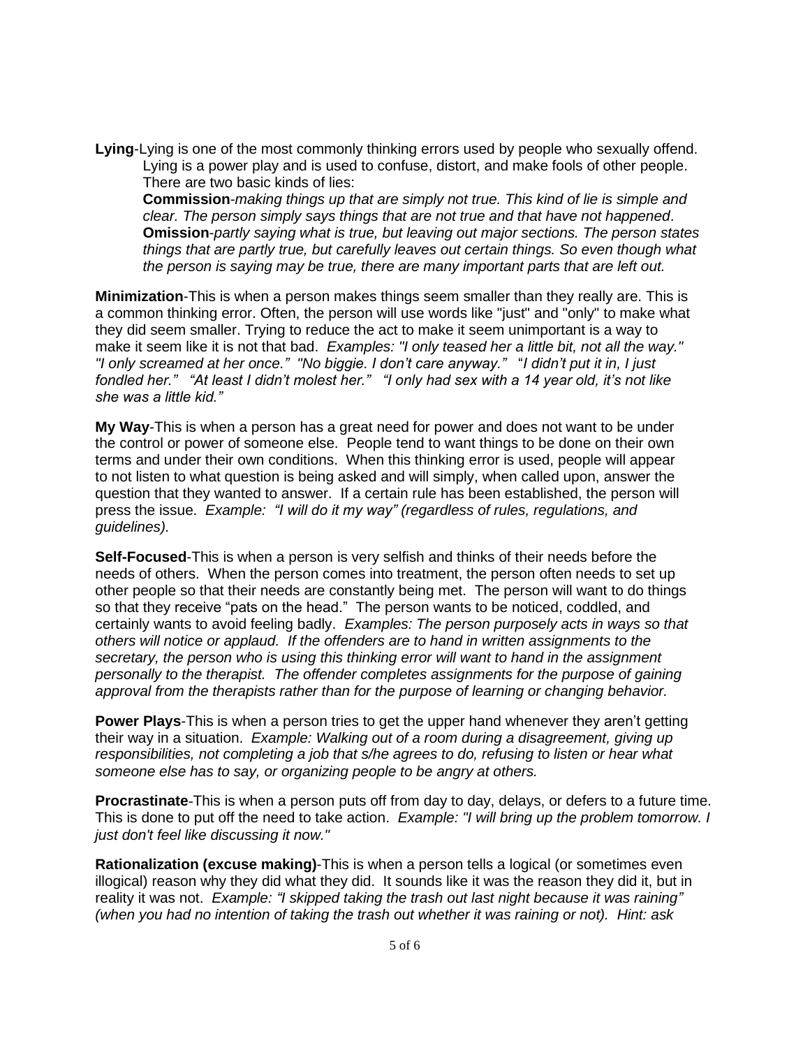**Lying**-Lying is one of the most commonly thinking errors used by people who sexually offend. Lying is a power play and is used to confuse, distort, and make fools of other people. There are two basic kinds of lies:

**Commission**-*making things up that are simply not true. This kind of lie is simple and clear. The person simply says things that are not true and that have not happened*.

**Omission**-*partly saying what is true, but leaving out major sections. The person states things that are partly true, but carefully leaves out certain things. So even though what the person is saying may be true, there are many important parts that are left out.*

**Minimization**-This is when a person makes things seem smaller than they really are. This is a common thinking error. Often, the person will use words like "just" and "only" to make what they did seem smaller. Trying to reduce the act to make it seem unimportant is a way to make it seem like it is not that bad. *Examples: "I only teased her a little bit, not all the way." "I only screamed at her once." "No biggie. I don't care anyway." "I didn't put it in, I just fondled her." "At least I didn't molest her." "I only had sex with a 14 year old, it's not like she was a little kid."*

**My Way**-This is when a person has a great need for power and does not want to be under the control or power of someone else. People tend to want things to be done on their own terms and under their own conditions. When this thinking error is used, people will appear to not listen to what question is being asked and will simply, when called upon, answer the question that they wanted to answer. If a certain rule has been established, the person will press the issue. *Example: "I will do it my way" (regardless of rules, regulations, and guidelines).*

**Self-Focused**-This is when a person is very selfish and thinks of their needs before the needs of others. When the person comes into treatment, the person often needs to set up other people so that their needs are constantly being met. The person will want to do things so that they receive "pats on the head." The person wants to be noticed, coddled, and certainly wants to avoid feeling badly. *Examples: The person purposely acts in ways so that others will notice or applaud. If the offenders are to hand in written assignments to the secretary, the person who is using this thinking error will want to hand in the assignment personally to the therapist. The offender completes assignments for the purpose of gaining approval from the therapists rather than for the purpose of learning or changing behavior.*

**Power Plays**-This is when a person tries to get the upper hand whenever they aren't getting their way in a situation. *Example: Walking out of a room during a disagreement, giving up responsibilities, not completing a job that s/he agrees to do, refusing to listen or hear what someone else has to say, or organizing people to be angry at others.*

**Procrastinate**-This is when a person puts off from day to day, delays, or defers to a future time. This is done to put off the need to take action. *Example: "I will bring up the problem tomorrow. I just don't feel like discussing it now."*

**Rationalization (excuse making)**-This is when a person tells a logical (or sometimes even illogical) reason why they did what they did. It sounds like it was the reason they did it, but in reality it was not. *Example: "I skipped taking the trash out last night because it was raining" (when you had no intention of taking the trash out whether it was raining or not). Hint: ask*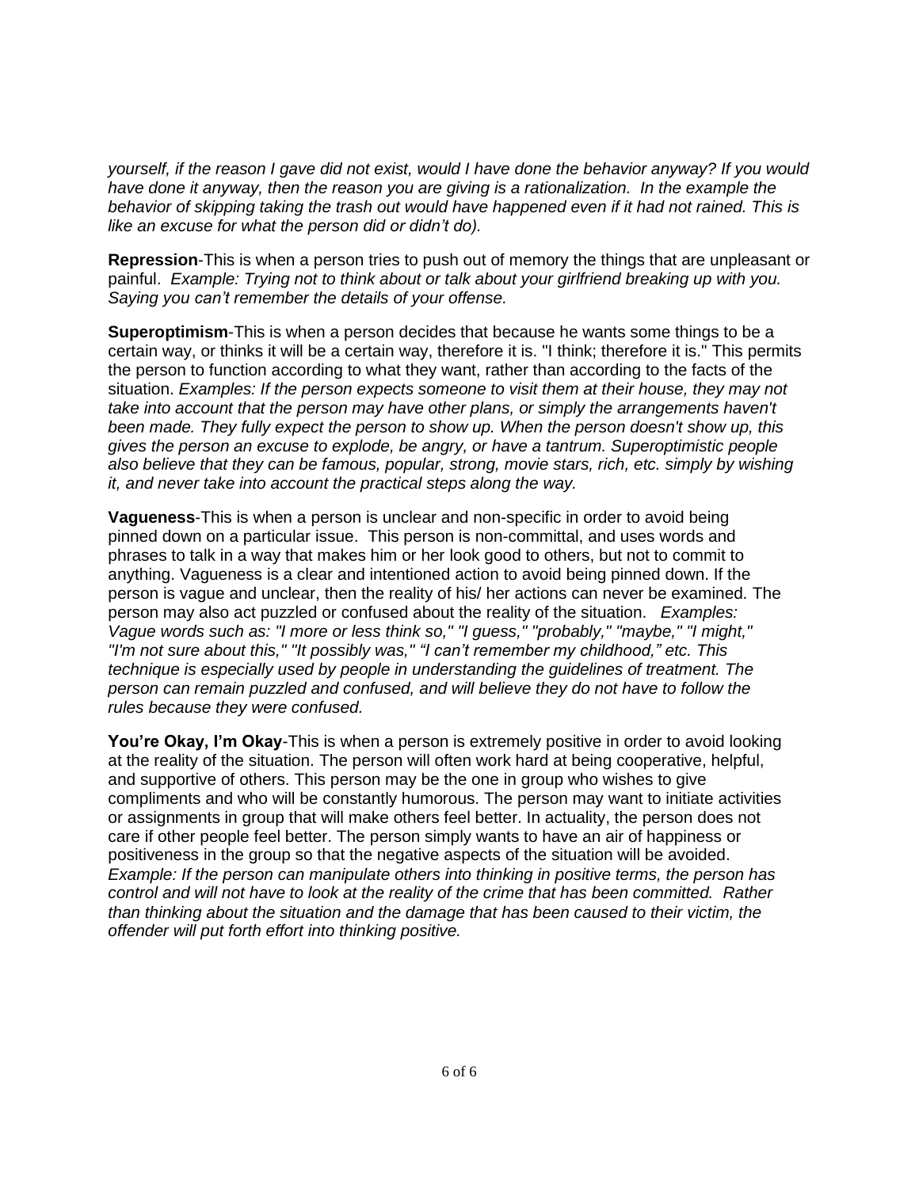*yourself, if the reason I gave did not exist, would I have done the behavior anyway? If you would have done it anyway, then the reason you are giving is a rationalization. In the example the behavior of skipping taking the trash out would have happened even if it had not rained. This is like an excuse for what the person did or didn't do).*

**Repression**-This is when a person tries to push out of memory the things that are unpleasant or painful. *Example: Trying not to think about or talk about your girlfriend breaking up with you. Saying you can't remember the details of your offense.*

**Superoptimism**-This is when a person decides that because he wants some things to be a certain way, or thinks it will be a certain way, therefore it is. "I think; therefore it is." This permits the person to function according to what they want, rather than according to the facts of the situation. *Examples: If the person expects someone to visit them at their house, they may not take into account that the person may have other plans, or simply the arrangements haven't been made. They fully expect the person to show up. When the person doesn't show up, this gives the person an excuse to explode, be angry, or have a tantrum. Superoptimistic people also believe that they can be famous, popular, strong, movie stars, rich, etc. simply by wishing it, and never take into account the practical steps along the way.*

**Vagueness**-This is when a person is unclear and non-specific in order to avoid being pinned down on a particular issue. This person is non-committal, and uses words and phrases to talk in a way that makes him or her look good to others, but not to commit to anything. Vagueness is a clear and intentioned action to avoid being pinned down. If the person is vague and unclear, then the reality of his/ her actions can never be examined. The person may also act puzzled or confused about the reality of the situation. *Examples: Vague words such as: "I more or less think so," "I guess," "probably," "maybe," "I might," "I'm not sure about this," "It possibly was," "I can't remember my childhood," etc. This technique is especially used by people in understanding the guidelines of treatment. The person can remain puzzled and confused, and will believe they do not have to follow the rules because they were confused.*

**You're Okay, I'm Okay**-This is when a person is extremely positive in order to avoid looking at the reality of the situation. The person will often work hard at being cooperative, helpful, and supportive of others. This person may be the one in group who wishes to give compliments and who will be constantly humorous. The person may want to initiate activities or assignments in group that will make others feel better. In actuality, the person does not care if other people feel better. The person simply wants to have an air of happiness or positiveness in the group so that the negative aspects of the situation will be avoided. *Example: If the person can manipulate others into thinking in positive terms, the person has control and will not have to look at the reality of the crime that has been committed. Rather than thinking about the situation and the damage that has been caused to their victim, the offender will put forth effort into thinking positive.*